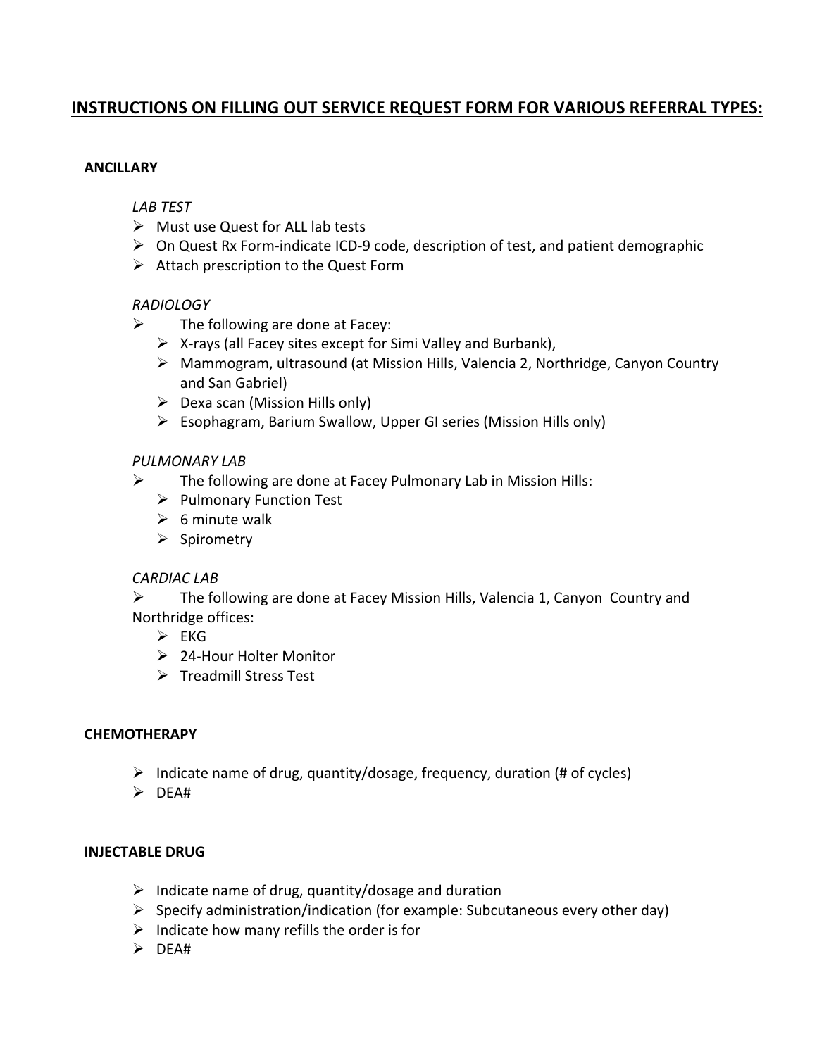# INSTRUCTIONS ON FILLING OUT SERVICE REQUEST FORM FOR VARIOUS REFERRAL TYPES:

## ANCILLARY

### *LAB TEST*

- Must use Quest for ALL lab tests
- On Quest Rx Form-indicate ICD-9 code, description of test, and patient demographic
- Attach prescription to the Quest Form

### *RADIOLOGY*

- The following are done at Facey:
  - X-rays (all Facey sites except for Simi Valley and Burbank),
  - Mammogram, ultrasound (at Mission Hills, Valencia 2, Northridge, Canyon Country and San Gabriel)
  - Dexa scan (Mission Hills only)
  - Esophagram, Barium Swallow, Upper GI series (Mission Hills only)

### *PULMONARY LAB*

- The following are done at Facey Pulmonary Lab in Mission Hills:
  - Pulmonary Function Test
  - 6 minute walk
  - Spirometry

### *CARDIAC LAB*

- The following are done at Facey Mission Hills, Valencia 1, Canyon Country and Northridge offices:
  - EKG
  - 24-Hour Holter Monitor
  - Treadmill Stress Test

## CHEMOTHERAPY

- Indicate name of drug, quantity/dosage, frequency, duration (# of cycles)
- DEA#

## INJECTABLE DRUG

- Indicate name of drug, quantity/dosage and duration
- Specify administration/indication (for example: Subcutaneous every other day)
- Indicate how many refills the order is for
- DEA#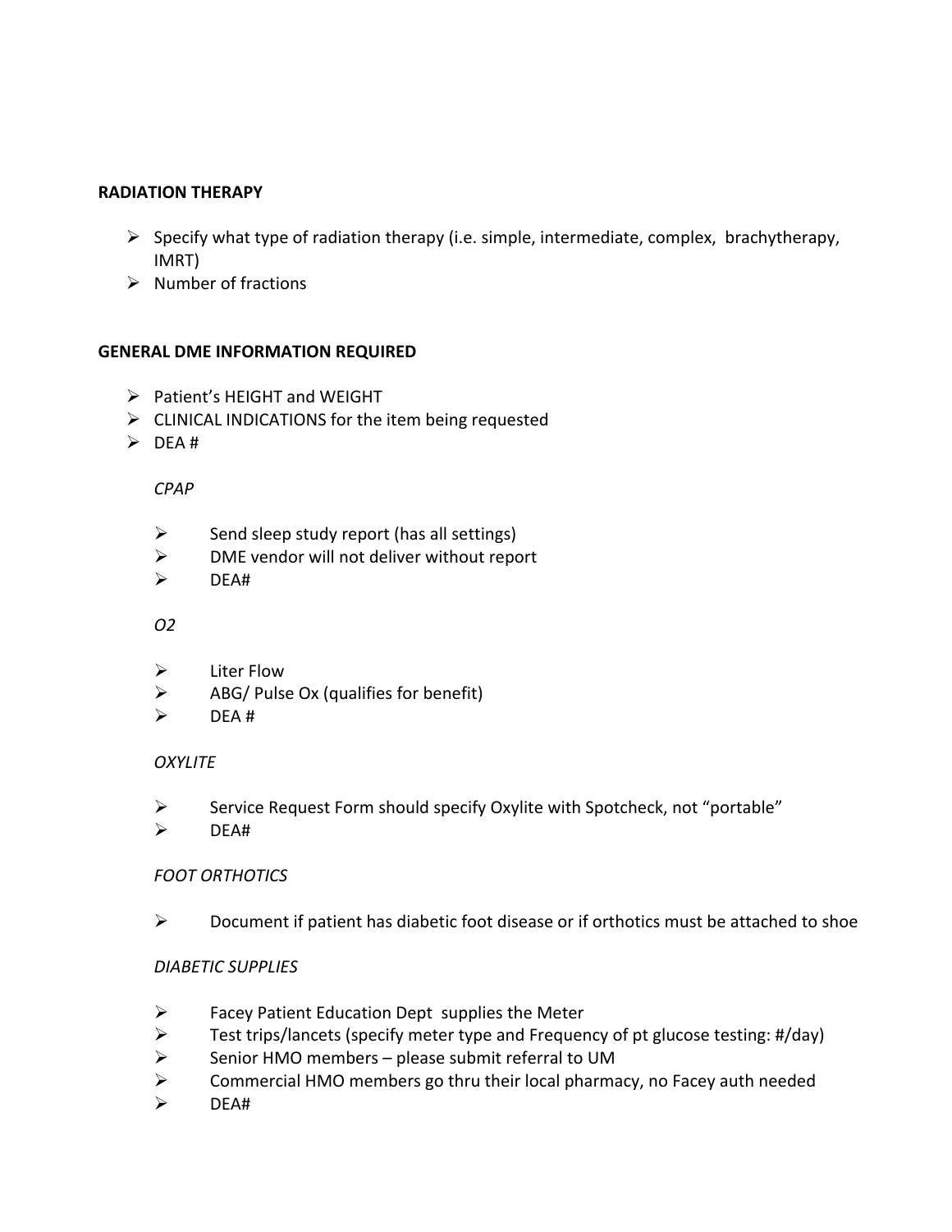**RADIATION THERAPY**

- Specify what type of radiation therapy (i.e. simple, intermediate, complex, brachytherapy, IMRT)
- Number of fractions

**GENERAL DME INFORMATION REQUIRED**

- Patient's HEIGHT and WEIGHT
- CLINICAL INDICATIONS for the item being requested
- DEA #

*CPAP*

- Send sleep study report (has all settings)
- DME vendor will not deliver without report
- DEA#

*O2*

- Liter Flow
- ABG/ Pulse Ox (qualifies for benefit)
- DEA #

*OXYLITE*

- Service Request Form should specify Oxylite with Spotcheck, not "portable"
- DEA#

*FOOT ORTHOTICS*

- Document if patient has diabetic foot disease or if orthotics must be attached to shoe

*DIABETIC SUPPLIES*

- Facey Patient Education Dept supplies the Meter
- Test trips/lancets (specify meter type and Frequency of pt glucose testing: #/day)
- Senior HMO members – please submit referral to UM
- Commercial HMO members go thru their local pharmacy, no Facey auth needed
- DEA#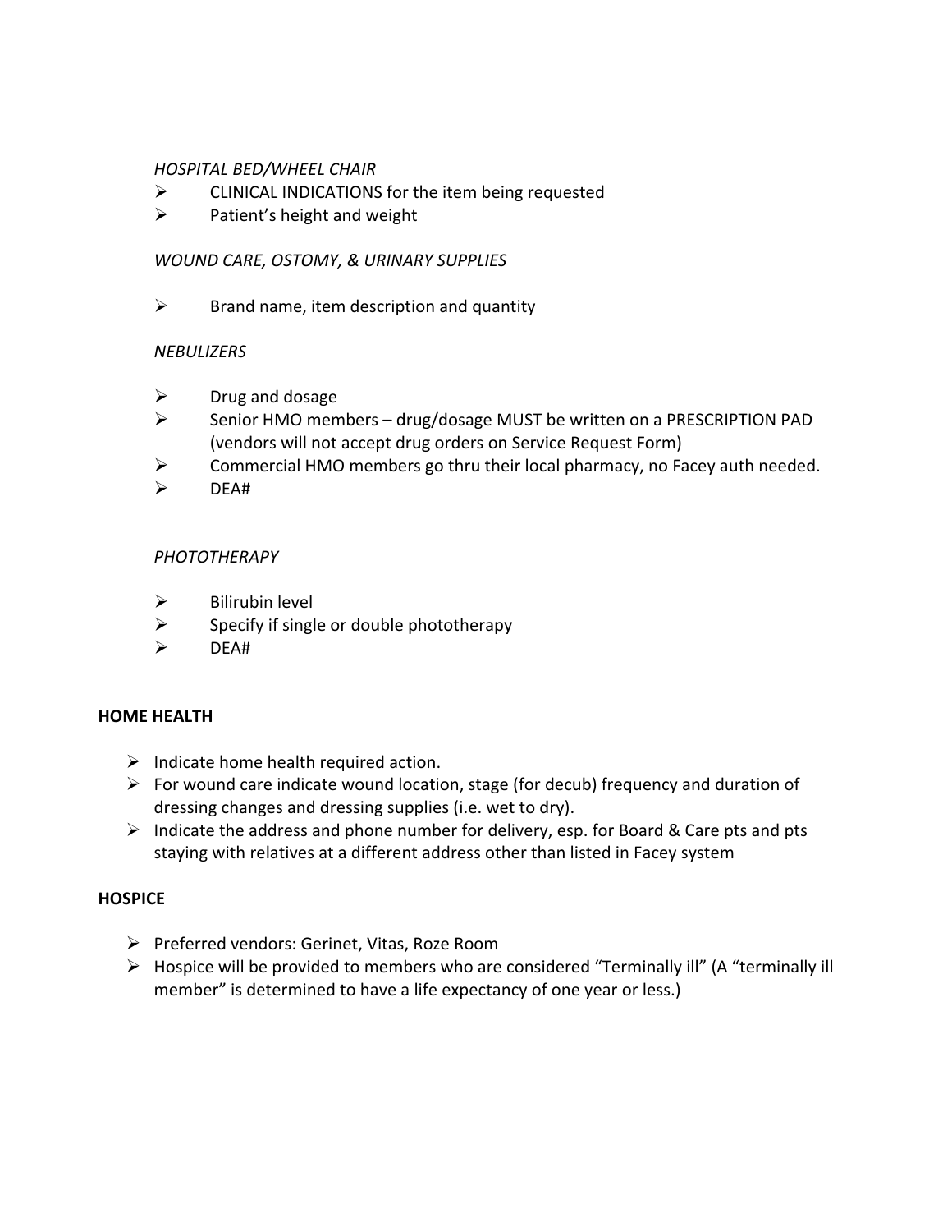*HOSPITAL BED/WHEEL CHAIR*

- CLINICAL INDICATIONS for the item being requested
- Patient's height and weight

*WOUND CARE, OSTOMY, & URINARY SUPPLIES*

- Brand name, item description and quantity

*NEBULIZERS*

- Drug and dosage
- Senior HMO members – drug/dosage MUST be written on a PRESCRIPTION PAD (vendors will not accept drug orders on Service Request Form)
- Commercial HMO members go thru their local pharmacy, no Facey auth needed.
- DEA#

*PHOTOTHERAPY*

- Bilirubin level
- Specify if single or double phototherapy
- DEA#

**HOME HEALTH**

- Indicate home health required action.
- For wound care indicate wound location, stage (for decub) frequency and duration of dressing changes and dressing supplies (i.e. wet to dry).
- Indicate the address and phone number for delivery, esp. for Board & Care pts and pts staying with relatives at a different address other than listed in Facey system

**HOSPICE**

- Preferred vendors: Gerinet, Vitas, Roze Room
- Hospice will be provided to members who are considered "Terminally ill" (A "terminally ill member" is determined to have a life expectancy of one year or less.)